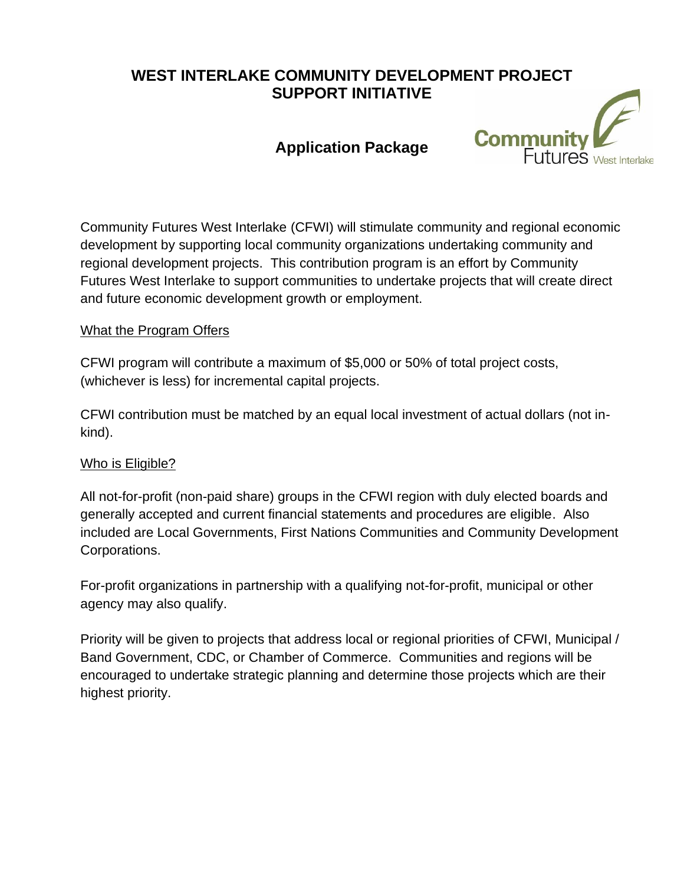# WEST INTERLAKE COMMUNITY DEVELOPMENT PROJECT SUPPORT INITIATIVE

## Application Package

Community Futures West Interlake

Community Futures West Interlake (CFWI) will stimulate community and regional economic development by supporting local community organizations undertaking community and regional development projects. This contribution program is an effort by Community Futures West Interlake to support communities to undertake projects that will create direct and future economic development growth or employment.

### What the Program Offers

CFWI program will contribute a maximum of $5,000 or 50% of total project costs, (whichever is less) for incremental capital projects.

CFWI contribution must be matched by an equal local investment of actual dollars (not in-kind).

### Who is Eligible?

All not-for-profit (non-paid share) groups in the CFWI region with duly elected boards and generally accepted and current financial statements and procedures are eligible. Also included are Local Governments, First Nations Communities and Community Development Corporations.

For-profit organizations in partnership with a qualifying not-for-profit, municipal or other agency may also qualify.

Priority will be given to projects that address local or regional priorities of CFWI, Municipal / Band Government, CDC, or Chamber of Commerce. Communities and regions will be encouraged to undertake strategic planning and determine those projects which are their highest priority.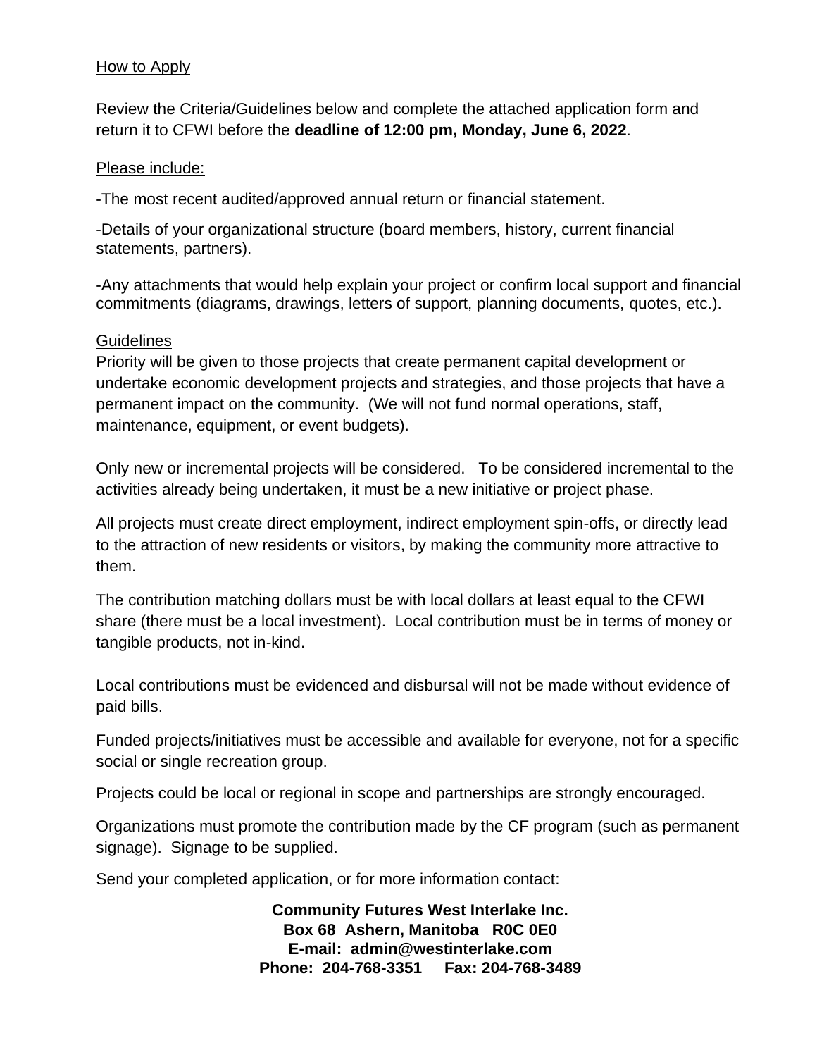How to Apply

Review the Criteria/Guidelines below and complete the attached application form and return it to CFWI before the **deadline of 12:00 pm, Monday, June 6, 2022**.

Please include:

-The most recent audited/approved annual return or financial statement.

-Details of your organizational structure (board members, history, current financial statements, partners).

-Any attachments that would help explain your project or confirm local support and financial commitments (diagrams, drawings, letters of support, planning documents, quotes, etc.).

Guidelines

Priority will be given to those projects that create permanent capital development or undertake economic development projects and strategies, and those projects that have a permanent impact on the community. (We will not fund normal operations, staff, maintenance, equipment, or event budgets).

Only new or incremental projects will be considered. To be considered incremental to the activities already being undertaken, it must be a new initiative or project phase.

All projects must create direct employment, indirect employment spin-offs, or directly lead to the attraction of new residents or visitors, by making the community more attractive to them.

The contribution matching dollars must be with local dollars at least equal to the CFWI share (there must be a local investment). Local contribution must be in terms of money or tangible products, not in-kind.

Local contributions must be evidenced and disbursal will not be made without evidence of paid bills.

Funded projects/initiatives must be accessible and available for everyone, not for a specific social or single recreation group.

Projects could be local or regional in scope and partnerships are strongly encouraged.

Organizations must promote the contribution made by the CF program (such as permanent signage). Signage to be supplied.

Send your completed application, or for more information contact:

**Community Futures West Interlake Inc.**
**Box 68 Ashern, Manitoba R0C 0E0**
**E-mail: admin@westinterlake.com**
**Phone: 204-768-3351 Fax: 204-768-3489**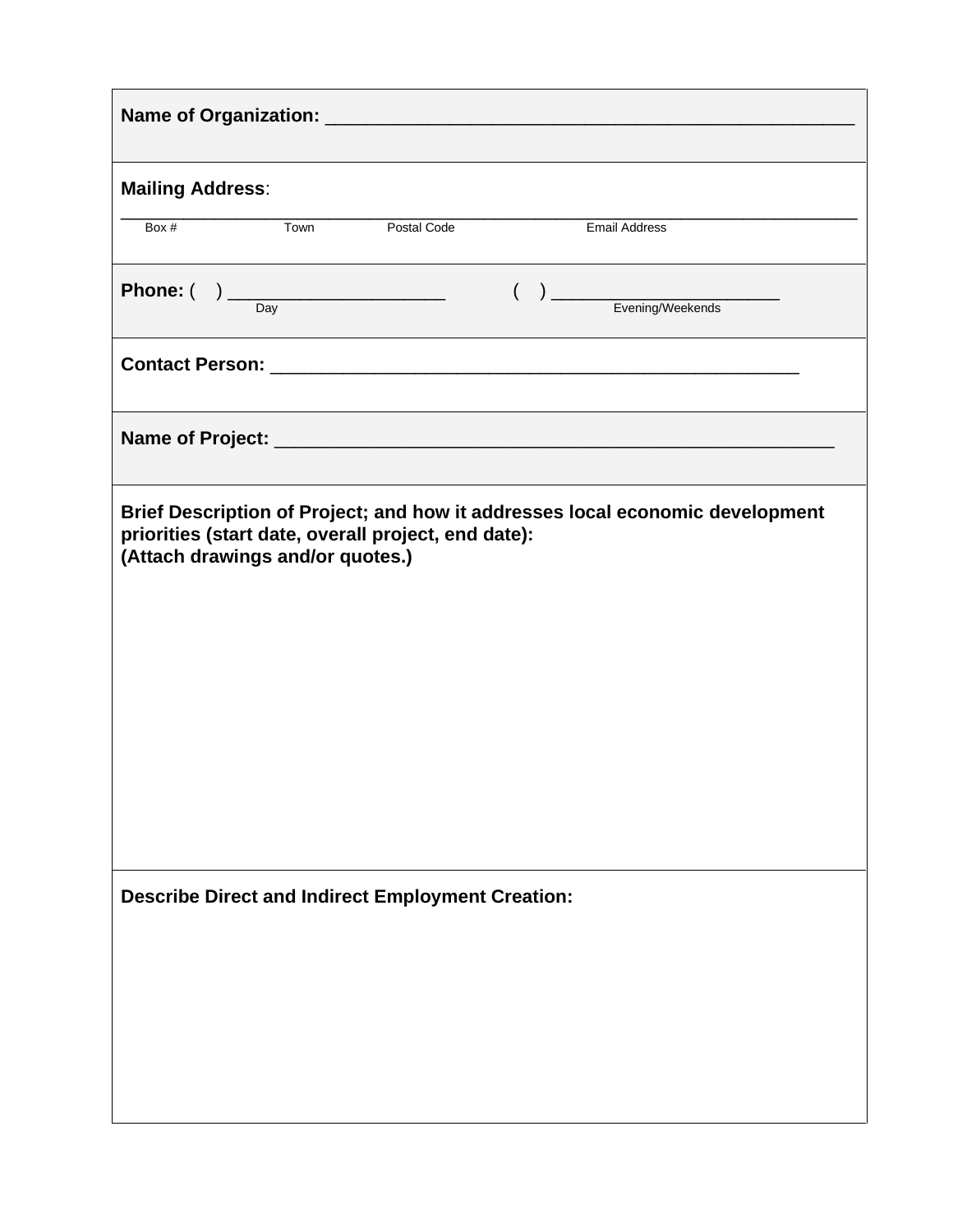**Name of Organization:** ______________________________________________

**Mailing Address**:

____________________________________________________________________________

Box #    Town    Postal Code    Email Address

**Phone:** (   ) ______________________    (   ) ______________________

Day    Evening/Weekends

**Contact Person:** ______________________________________________

**Name of Project:** ______________________________________________

**Brief Description of Project; and how it addresses local economic development priorities (start date, overall project, end date):**
**(Attach drawings and/or quotes.)**

**Describe Direct and Indirect Employment Creation:**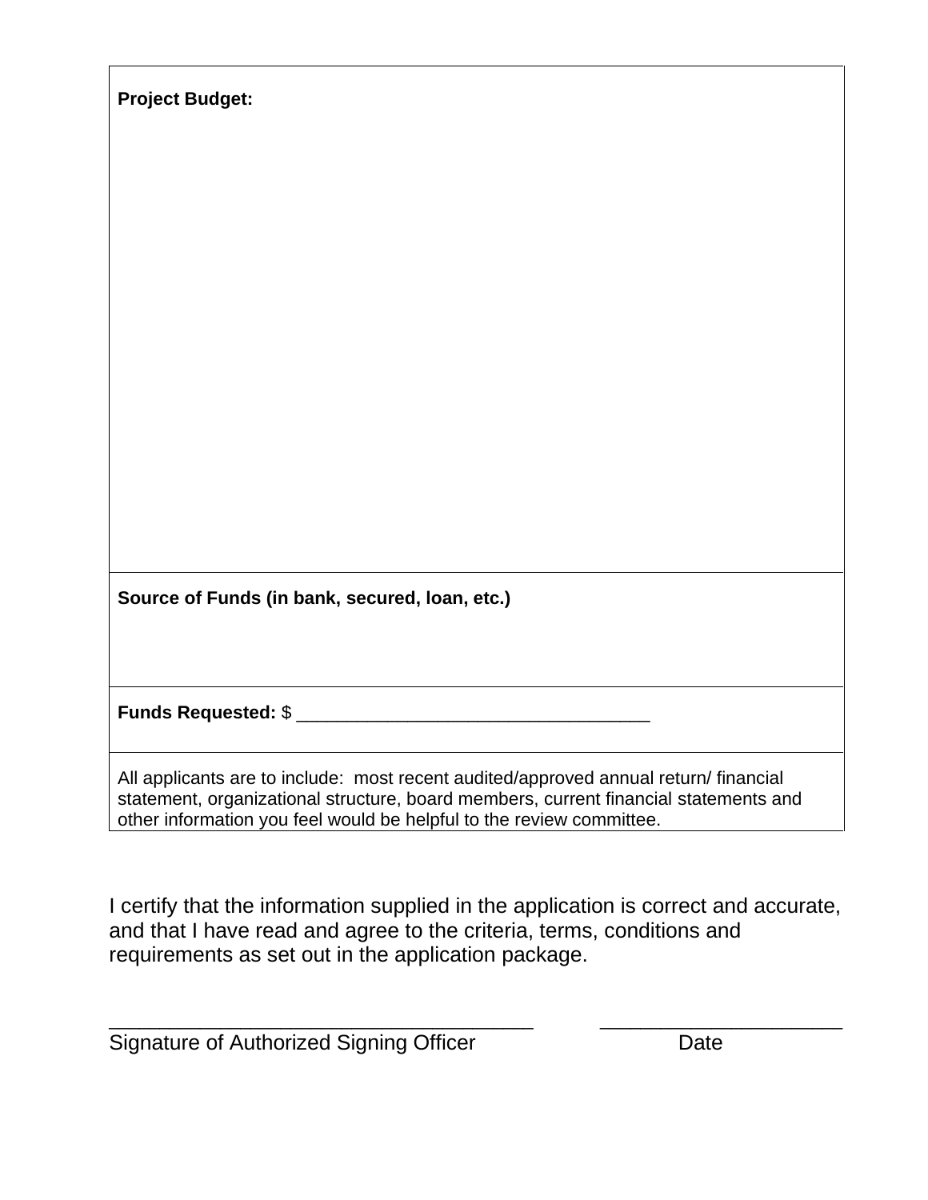| **Project Budget:** |
|---|
| **Source of Funds (in bank, secured, loan, etc.)** |
| **Funds Requested:** $ ___________________________________ |
| All applicants are to include: most recent audited/approved annual return/ financial statement, organizational structure, board members, current financial statements and other information you feel would be helpful to the review committee. |

I certify that the information supplied in the application is correct and accurate, and that I have read and agree to the criteria, terms, conditions and requirements as set out in the application package.

_____________________________________          _____________________

Signature of Authorized Signing Officer          Date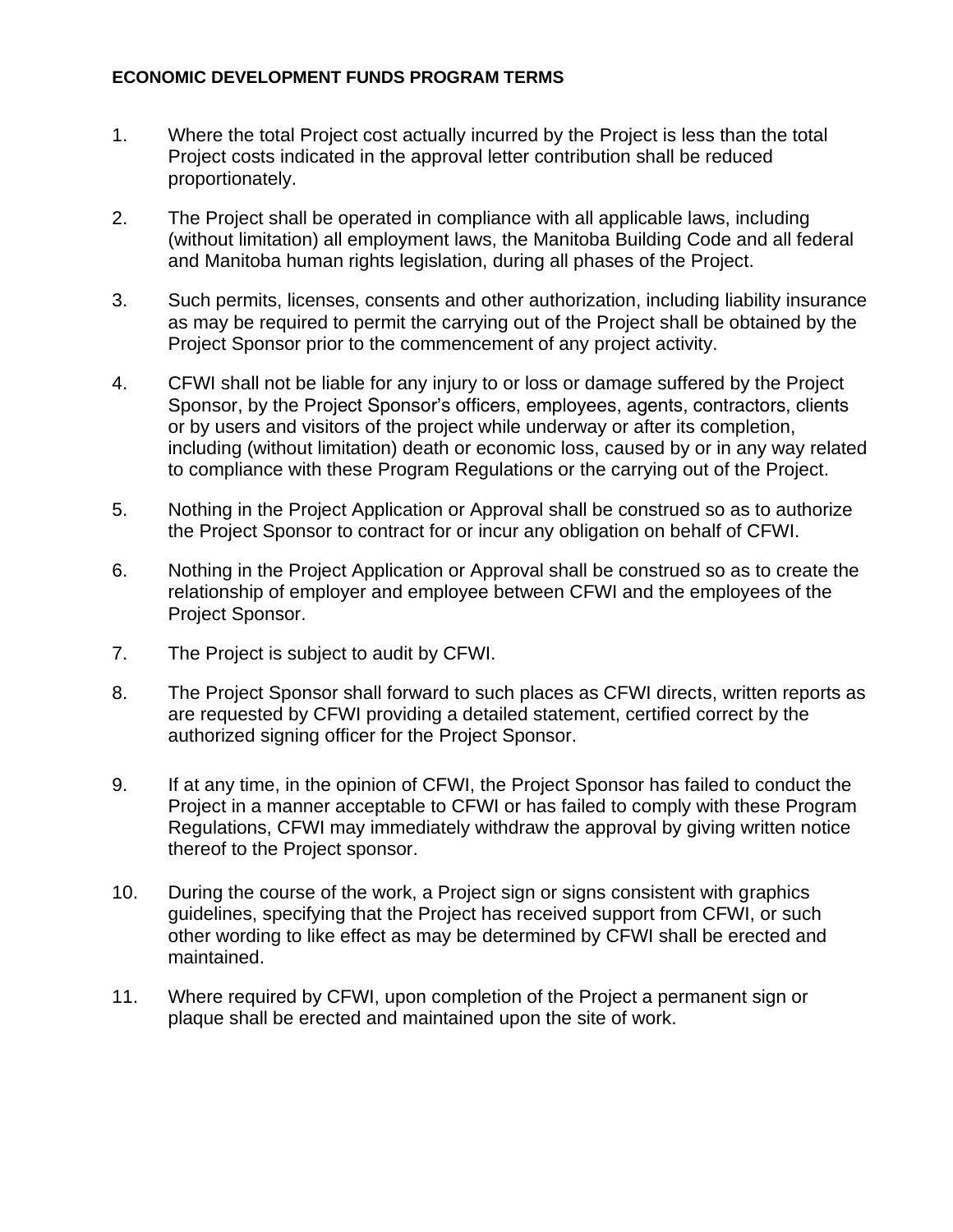**ECONOMIC DEVELOPMENT FUNDS PROGRAM TERMS**

1. Where the total Project cost actually incurred by the Project is less than the total Project costs indicated in the approval letter contribution shall be reduced proportionately.

2. The Project shall be operated in compliance with all applicable laws, including (without limitation) all employment laws, the Manitoba Building Code and all federal and Manitoba human rights legislation, during all phases of the Project.

3. Such permits, licenses, consents and other authorization, including liability insurance as may be required to permit the carrying out of the Project shall be obtained by the Project Sponsor prior to the commencement of any project activity.

4. CFWI shall not be liable for any injury to or loss or damage suffered by the Project Sponsor, by the Project Sponsor's officers, employees, agents, contractors, clients or by users and visitors of the project while underway or after its completion, including (without limitation) death or economic loss, caused by or in any way related to compliance with these Program Regulations or the carrying out of the Project.

5. Nothing in the Project Application or Approval shall be construed so as to authorize the Project Sponsor to contract for or incur any obligation on behalf of CFWI.

6. Nothing in the Project Application or Approval shall be construed so as to create the relationship of employer and employee between CFWI and the employees of the Project Sponsor.

7. The Project is subject to audit by CFWI.

8. The Project Sponsor shall forward to such places as CFWI directs, written reports as are requested by CFWI providing a detailed statement, certified correct by the authorized signing officer for the Project Sponsor.

9. If at any time, in the opinion of CFWI, the Project Sponsor has failed to conduct the Project in a manner acceptable to CFWI or has failed to comply with these Program Regulations, CFWI may immediately withdraw the approval by giving written notice thereof to the Project sponsor.

10. During the course of the work, a Project sign or signs consistent with graphics guidelines, specifying that the Project has received support from CFWI, or such other wording to like effect as may be determined by CFWI shall be erected and maintained.

11. Where required by CFWI, upon completion of the Project a permanent sign or plaque shall be erected and maintained upon the site of work.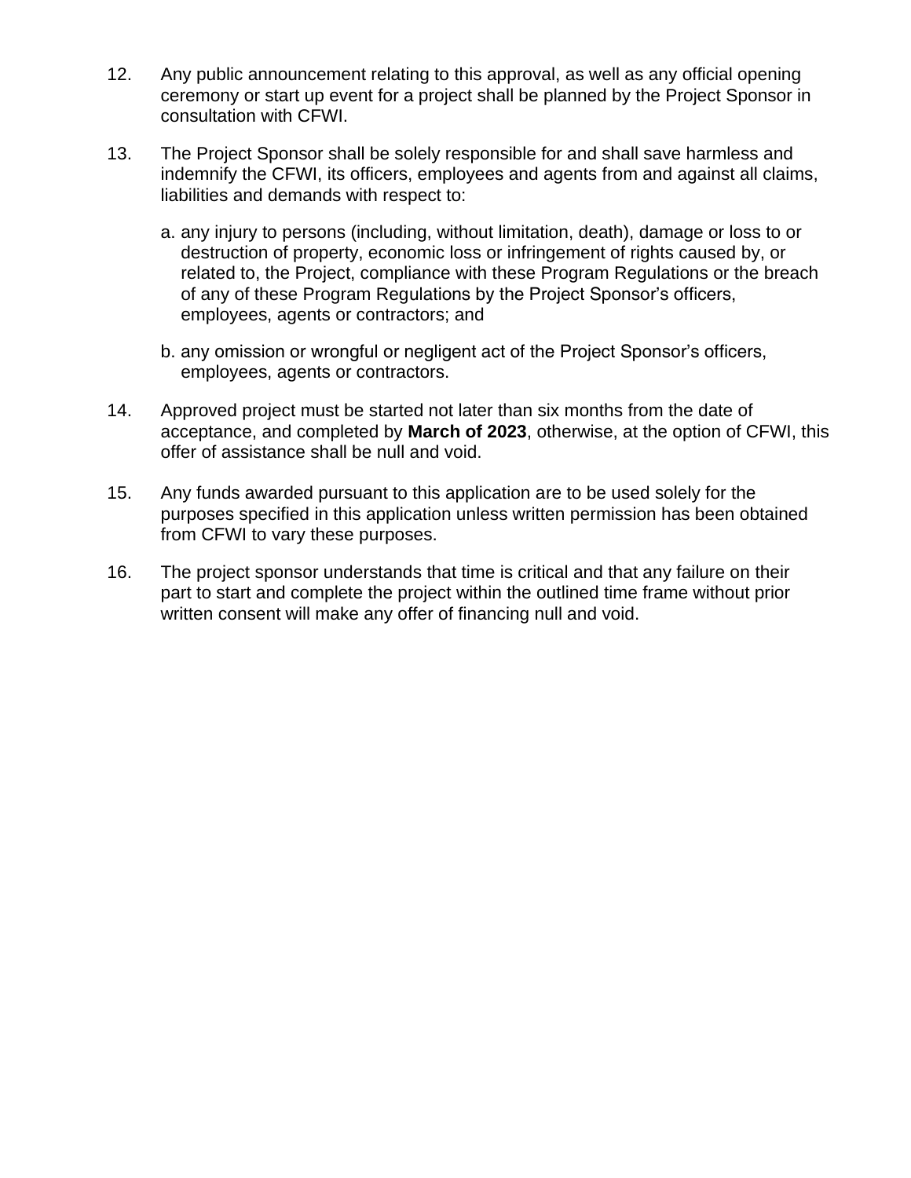12. Any public announcement relating to this approval, as well as any official opening ceremony or start up event for a project shall be planned by the Project Sponsor in consultation with CFWI.

13. The Project Sponsor shall be solely responsible for and shall save harmless and indemnify the CFWI, its officers, employees and agents from and against all claims, liabilities and demands with respect to:

    a. any injury to persons (including, without limitation, death), damage or loss to or destruction of property, economic loss or infringement of rights caused by, or related to, the Project, compliance with these Program Regulations or the breach of any of these Program Regulations by the Project Sponsor's officers, employees, agents or contractors; and

    b. any omission or wrongful or negligent act of the Project Sponsor's officers, employees, agents or contractors.

14. Approved project must be started not later than six months from the date of acceptance, and completed by **March of 2023**, otherwise, at the option of CFWI, this offer of assistance shall be null and void.

15. Any funds awarded pursuant to this application are to be used solely for the purposes specified in this application unless written permission has been obtained from CFWI to vary these purposes.

16. The project sponsor understands that time is critical and that any failure on their part to start and complete the project within the outlined time frame without prior written consent will make any offer of financing null and void.